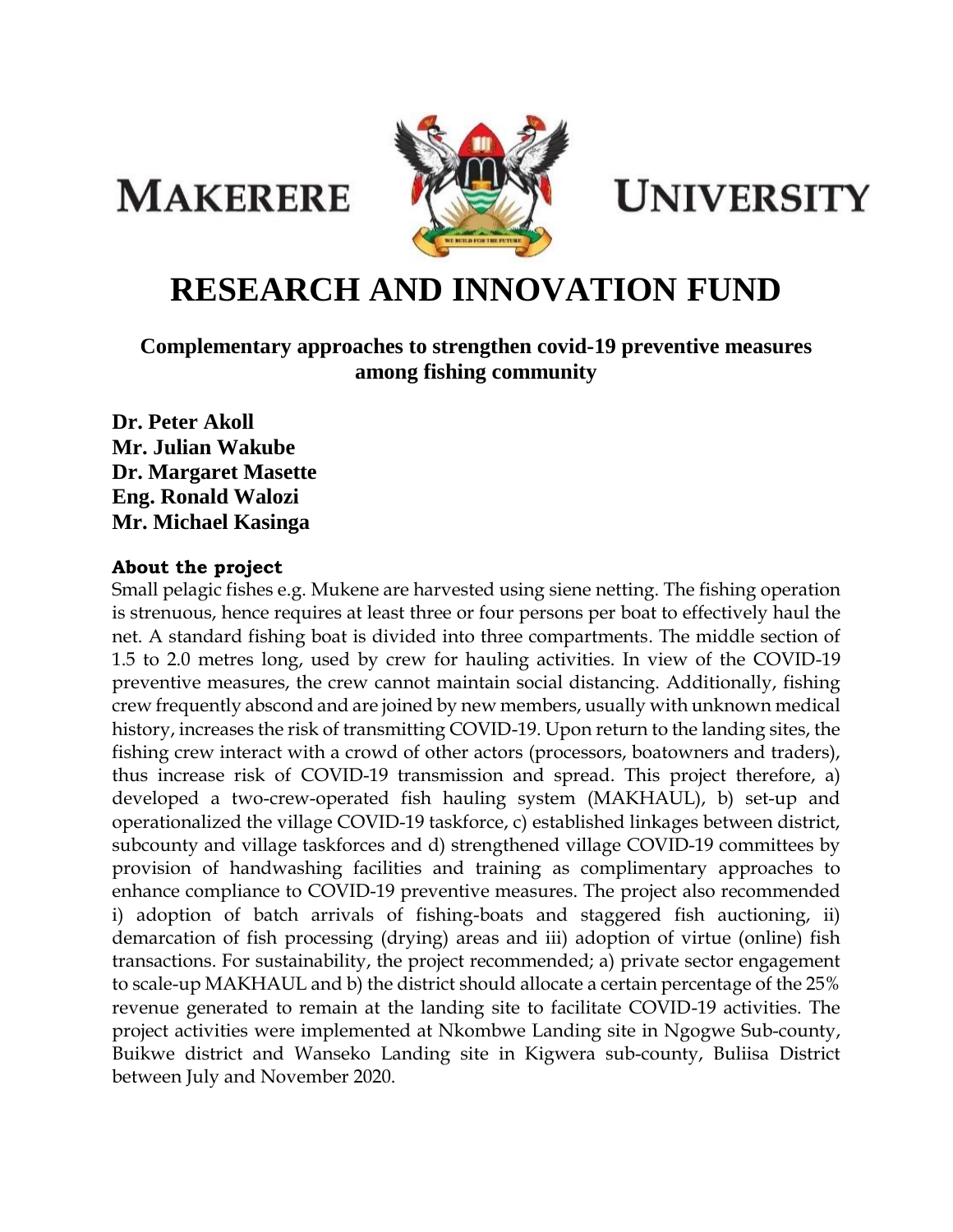# MAKERERE UNIVERSITY

# RESEARCH AND INNOVATION FUND

## Complementary approaches to strengthen covid-19 preventive measures among fishing community

**Dr. Peter Akoll**
**Mr. Julian Wakube**
**Dr. Margaret Masette**
**Eng. Ronald Walozi**
**Mr. Michael Kasinga**

### About the project

Small pelagic fishes e.g. Mukene are harvested using siene netting. The fishing operation is strenuous, hence requires at least three or four persons per boat to effectively haul the net. A standard fishing boat is divided into three compartments. The middle section of 1.5 to 2.0 metres long, used by crew for hauling activities. In view of the COVID-19 preventive measures, the crew cannot maintain social distancing. Additionally, fishing crew frequently abscond and are joined by new members, usually with unknown medical history, increases the risk of transmitting COVID-19. Upon return to the landing sites, the fishing crew interact with a crowd of other actors (processors, boatowners and traders), thus increase risk of COVID-19 transmission and spread. This project therefore, a) developed a two-crew-operated fish hauling system (MAKHAUL), b) set-up and operationalized the village COVID-19 taskforce, c) established linkages between district, subcounty and village taskforces and d) strengthened village COVID-19 committees by provision of handwashing facilities and training as complimentary approaches to enhance compliance to COVID-19 preventive measures. The project also recommended i) adoption of batch arrivals of fishing-boats and staggered fish auctioning, ii) demarcation of fish processing (drying) areas and iii) adoption of virtue (online) fish transactions. For sustainability, the project recommended; a) private sector engagement to scale-up MAKHAUL and b) the district should allocate a certain percentage of the 25% revenue generated to remain at the landing site to facilitate COVID-19 activities. The project activities were implemented at Nkombwe Landing site in Ngogwe Sub-county, Buikwe district and Wanseko Landing site in Kigwera sub-county, Buliisa District between July and November 2020.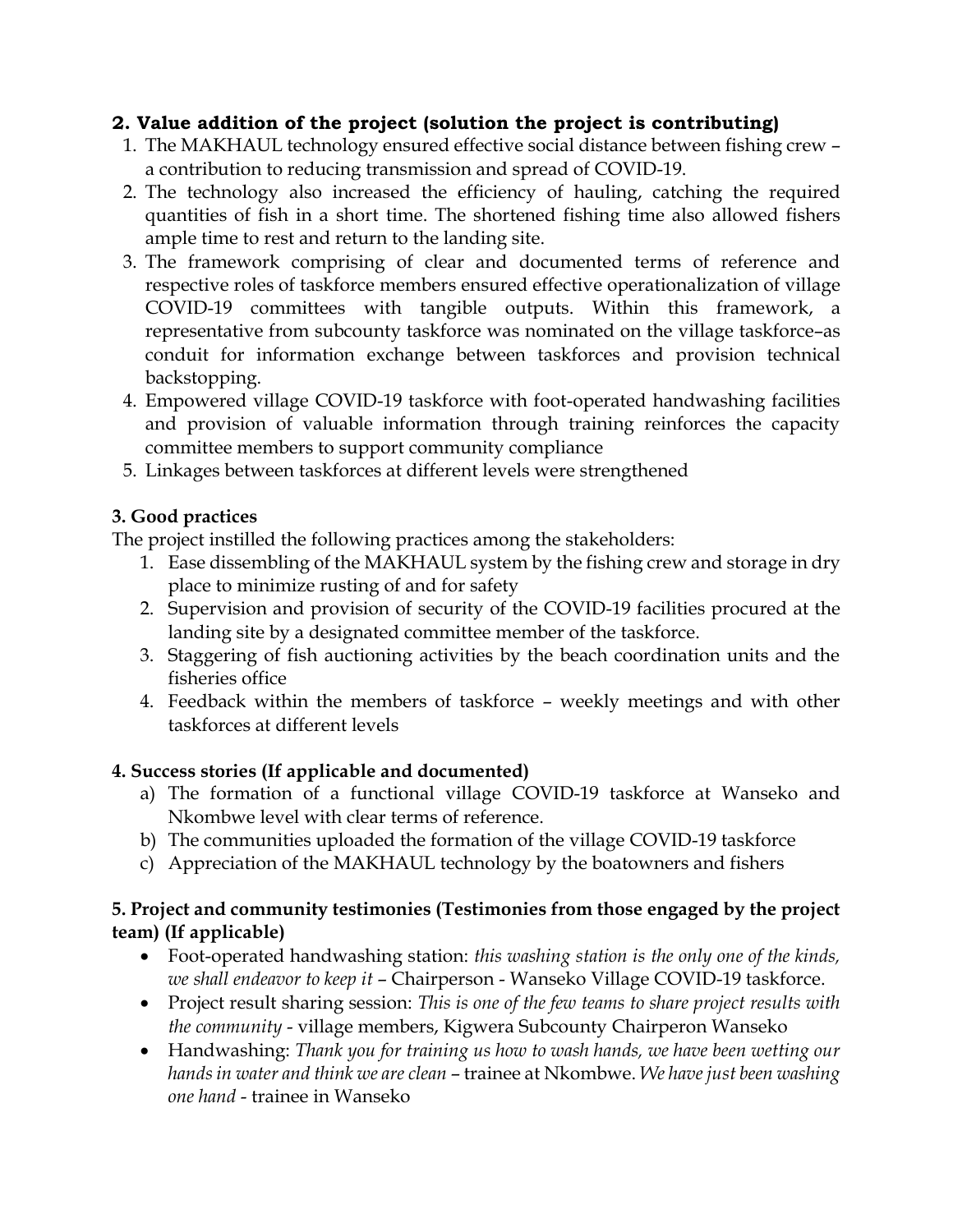## 2. Value addition of the project (solution the project is contributing)

1. The MAKHAUL technology ensured effective social distance between fishing crew – a contribution to reducing transmission and spread of COVID-19.
2. The technology also increased the efficiency of hauling, catching the required quantities of fish in a short time. The shortened fishing time also allowed fishers ample time to rest and return to the landing site.
3. The framework comprising of clear and documented terms of reference and respective roles of taskforce members ensured effective operationalization of village COVID-19 committees with tangible outputs. Within this framework, a representative from subcounty taskforce was nominated on the village taskforce–as conduit for information exchange between taskforces and provision technical backstopping.
4. Empowered village COVID-19 taskforce with foot-operated handwashing facilities and provision of valuable information through training reinforces the capacity committee members to support community compliance
5. Linkages between taskforces at different levels were strengthened

### 3. Good practices

The project instilled the following practices among the stakeholders:

1. Ease dissembling of the MAKHAUL system by the fishing crew and storage in dry place to minimize rusting of and for safety
2. Supervision and provision of security of the COVID-19 facilities procured at the landing site by a designated committee member of the taskforce.
3. Staggering of fish auctioning activities by the beach coordination units and the fisheries office
4. Feedback within the members of taskforce – weekly meetings and with other taskforces at different levels

### 4. Success stories (If applicable and documented)

a) The formation of a functional village COVID-19 taskforce at Wanseko and Nkombwe level with clear terms of reference.
b) The communities uploaded the formation of the village COVID-19 taskforce
c) Appreciation of the MAKHAUL technology by the boatowners and fishers

### 5. Project and community testimonies (Testimonies from those engaged by the project team) (If applicable)

- Foot-operated handwashing station: *this washing station is the only one of the kinds, we shall endeavor to keep it* – Chairperson - Wanseko Village COVID-19 taskforce.
- Project result sharing session: *This is one of the few teams to share project results with the community* - village members, Kigwera Subcounty Chairperon Wanseko
- Handwashing: *Thank you for training us how to wash hands, we have been wetting our hands in water and think we are clean* – trainee at Nkombwe. *We have just been washing one hand* - trainee in Wanseko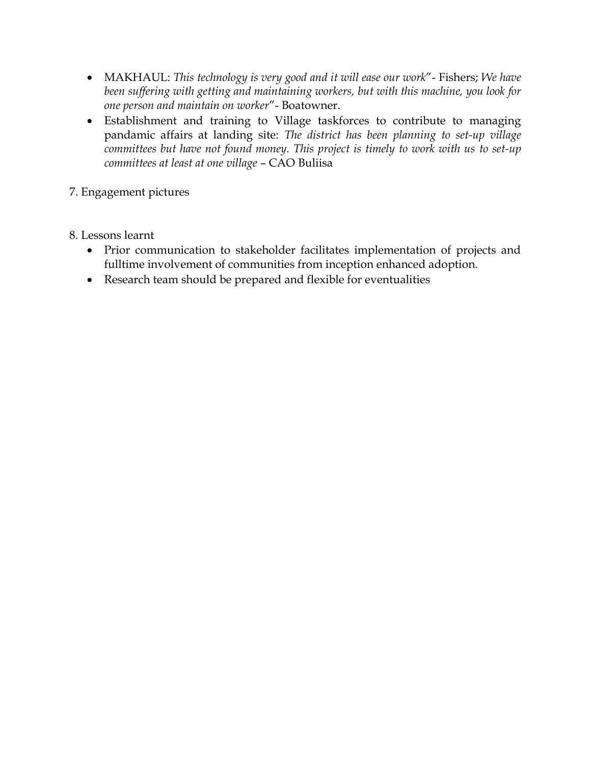- MAKHAUL: *This technology is very good and it will ease our work*"- Fishers; *We have been suffering with getting and maintaining workers, but with this machine, you look for one person and maintain on worker*"- Boatowner.
- Establishment and training to Village taskforces to contribute to managing pandamic affairs at landing site: *The district has been planning to set-up village committees but have not found money. This project is timely to work with us to set-up committees at least at one village* – CAO Buliisa

7. Engagement pictures

8. Lessons learnt

- Prior communication to stakeholder facilitates implementation of projects and fulltime involvement of communities from inception enhanced adoption.
- Research team should be prepared and flexible for eventualities